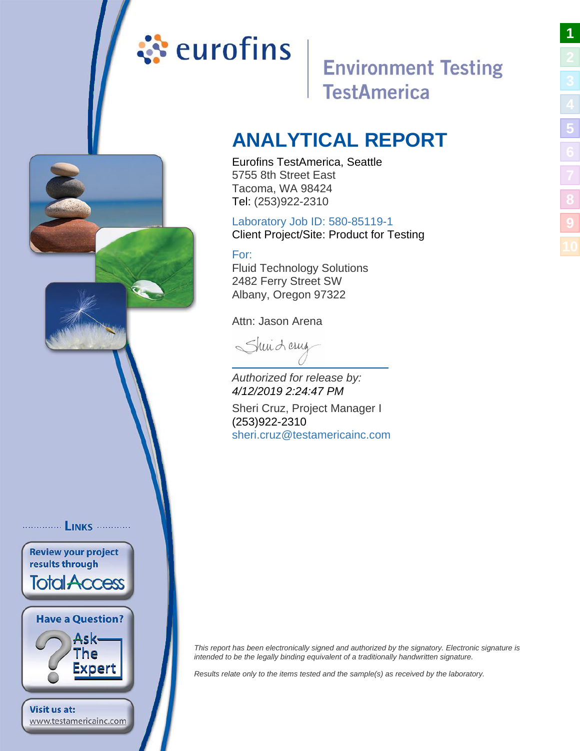eurofins

Environment Testing
TestAmerica

# ANALYTICAL REPORT

Eurofins TestAmerica, Seattle
5755 8th Street East
Tacoma, WA 98424
Tel: (253)922-2310

Laboratory Job ID: 580-85119-1
Client Project/Site: Product for Testing

For:
Fluid Technology Solutions
2482 Ferry Street SW
Albany, Oregon 97322

Attn: Jason Arena

*Authorized for release by:*
*4/12/2019 2:24:47 PM*

Sheri Cruz, Project Manager I
(253)922-2310
sheri.cruz@testamericainc.com

LINKS

Review your project results through TotalAccess

Have a Question? Ask The Expert

Visit us at:
www.testamericainc.com

*This report has been electronically signed and authorized by the signatory. Electronic signature is intended to be the legally binding equivalent of a traditionally handwritten signature.*

*Results relate only to the items tested and the sample(s) as received by the laboratory.*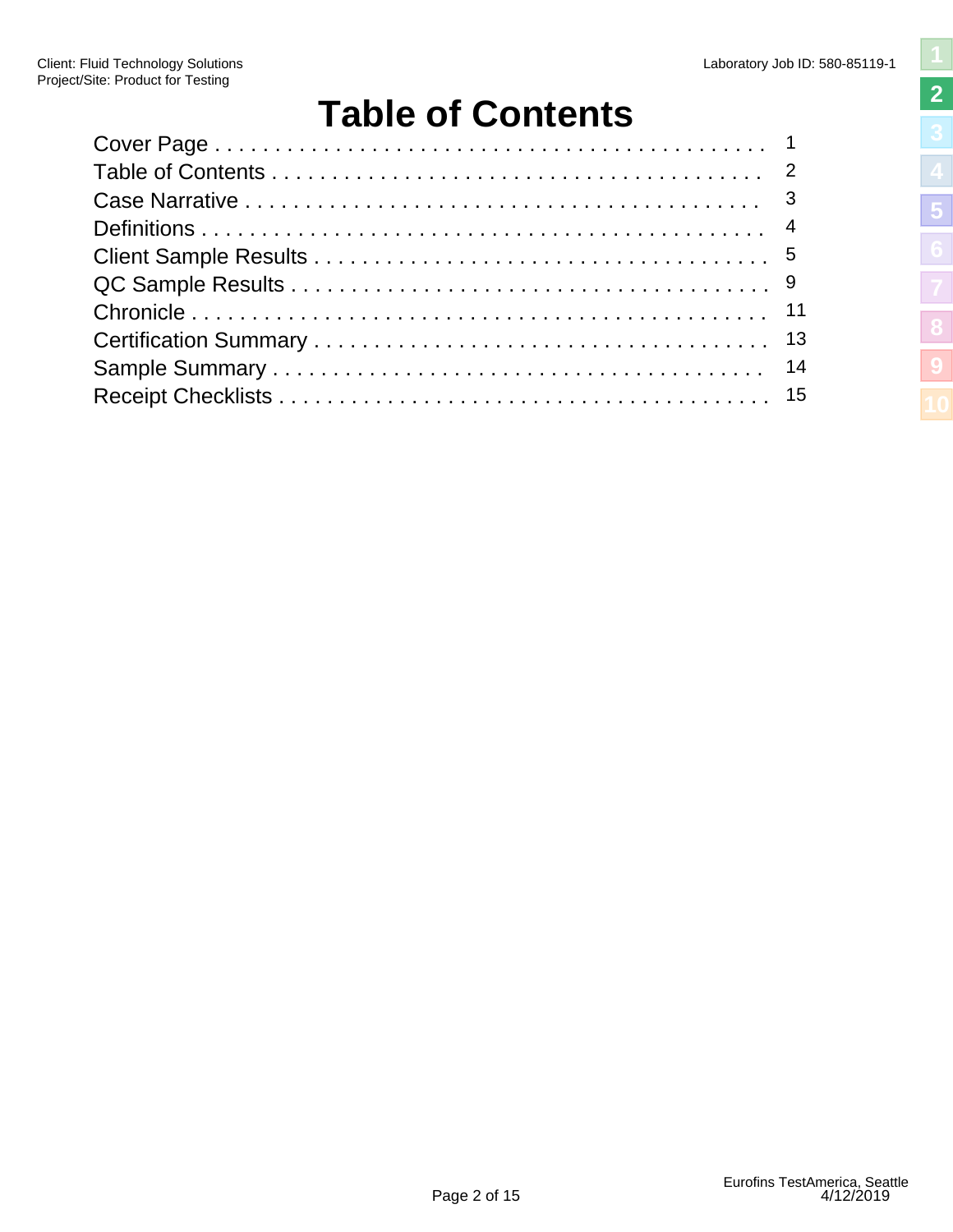# Table of Contents

| Section | Page |
|---|---|
| Cover Page | 1 |
| Table of Contents | 2 |
| Case Narrative | 3 |
| Definitions | 4 |
| Client Sample Results | 5 |
| QC Sample Results | 9 |
| Chronicle | 11 |
| Certification Summary | 13 |
| Sample Summary | 14 |
| Receipt Checklists | 15 |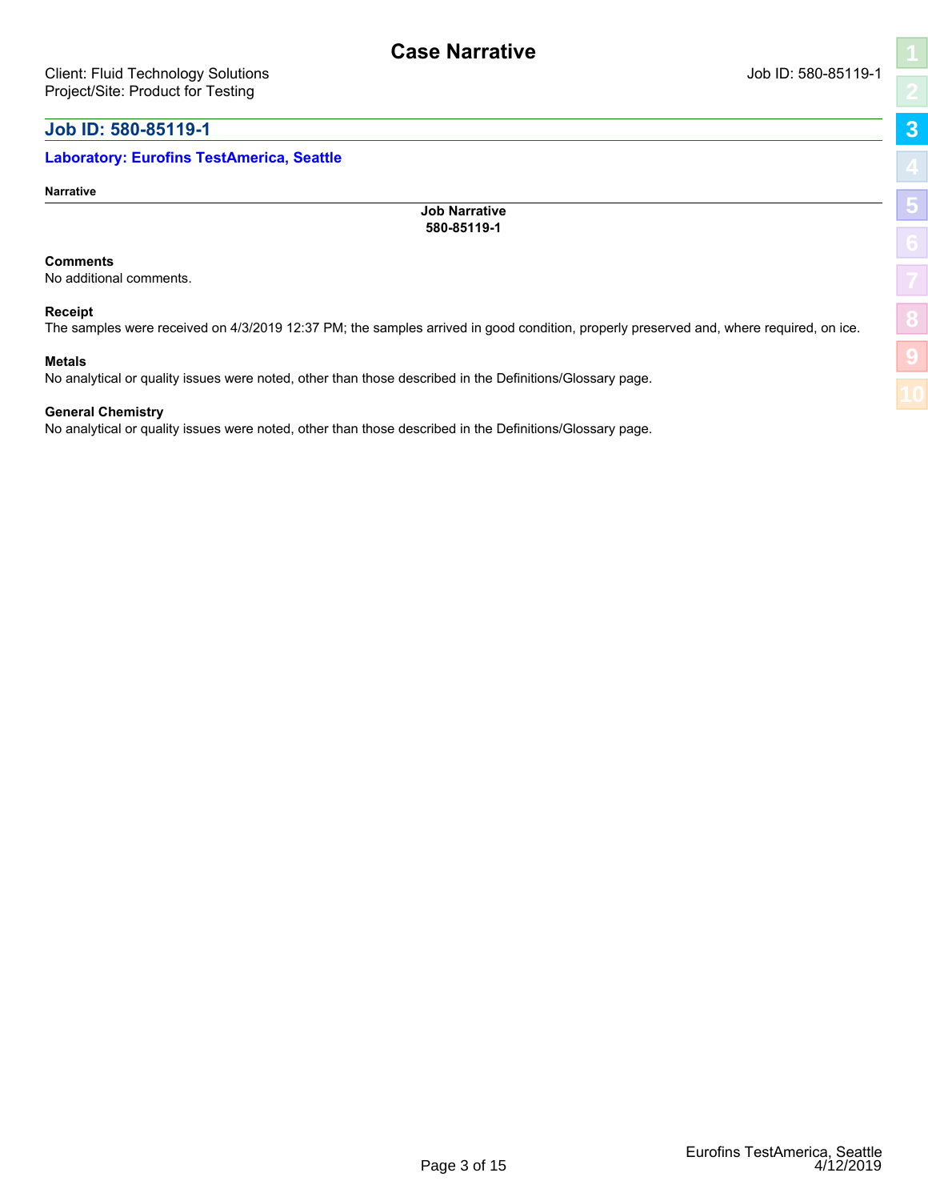# Case Narrative

Client: Fluid Technology Solutions
Project/Site: Product for Testing

Job ID: 580-85119-1

## Job ID: 580-85119-1

### Laboratory: Eurofins TestAmerica, Seattle

**Narrative**

**Job Narrative**
**580-85119-1**

**Comments**
No additional comments.

**Receipt**
The samples were received on 4/3/2019 12:37 PM; the samples arrived in good condition, properly preserved and, where required, on ice.

**Metals**
No analytical or quality issues were noted, other than those described in the Definitions/Glossary page.

**General Chemistry**
No analytical or quality issues were noted, other than those described in the Definitions/Glossary page.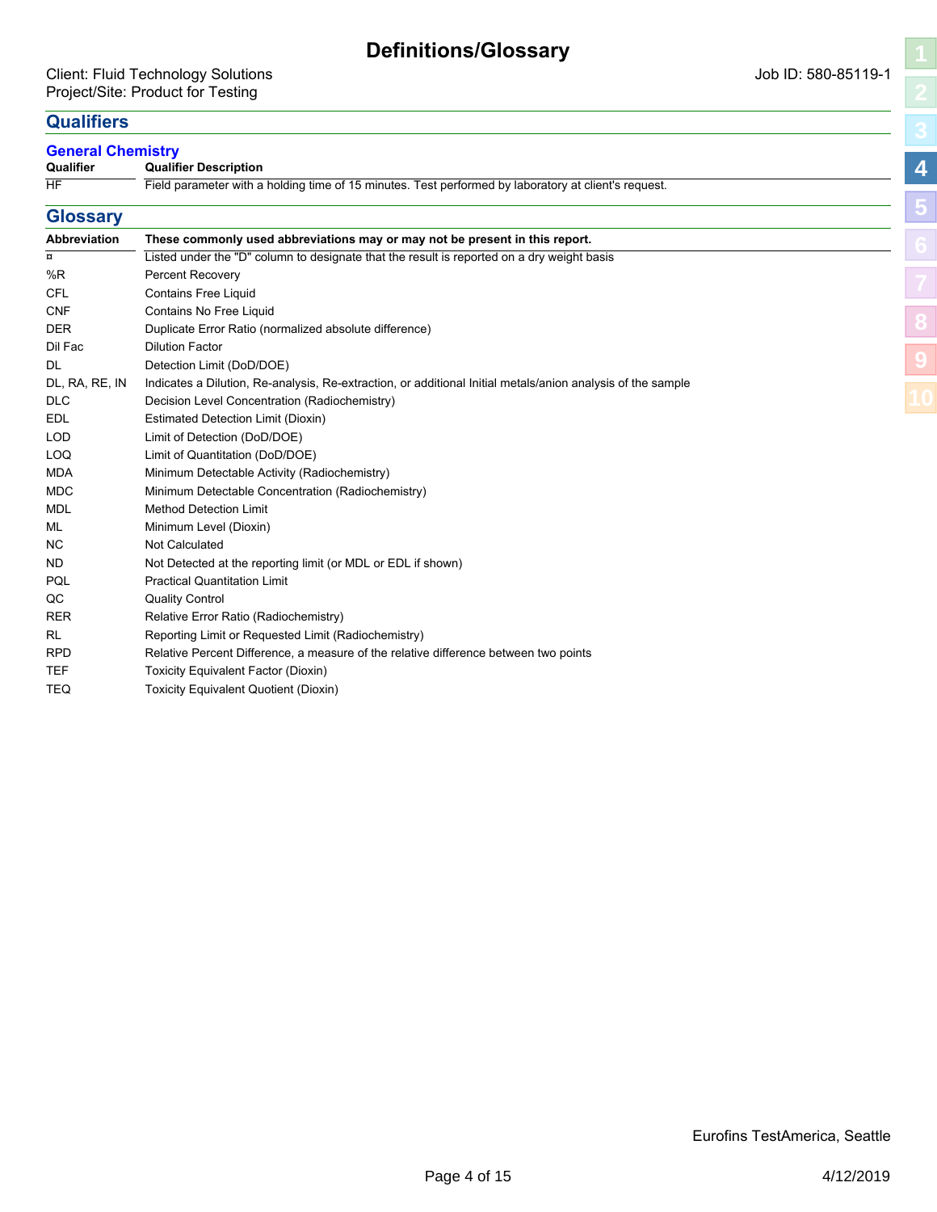# Definitions/Glossary

Client: Fluid Technology Solutions
Project/Site: Product for Testing

Job ID: 580-85119-1

## Qualifiers

### General Chemistry

| Qualifier | Qualifier Description |
|---|---|
| HF | Field parameter with a holding time of 15 minutes. Test performed by laboratory at client's request. |

## Glossary

| Abbreviation | These commonly used abbreviations may or may not be present in this report. |
|---|---|
| ¤ | Listed under the "D" column to designate that the result is reported on a dry weight basis |
| %R | Percent Recovery |
| CFL | Contains Free Liquid |
| CNF | Contains No Free Liquid |
| DER | Duplicate Error Ratio (normalized absolute difference) |
| Dil Fac | Dilution Factor |
| DL | Detection Limit (DoD/DOE) |
| DL, RA, RE, IN | Indicates a Dilution, Re-analysis, Re-extraction, or additional Initial metals/anion analysis of the sample |
| DLC | Decision Level Concentration (Radiochemistry) |
| EDL | Estimated Detection Limit (Dioxin) |
| LOD | Limit of Detection (DoD/DOE) |
| LOQ | Limit of Quantitation (DoD/DOE) |
| MDA | Minimum Detectable Activity (Radiochemistry) |
| MDC | Minimum Detectable Concentration (Radiochemistry) |
| MDL | Method Detection Limit |
| ML | Minimum Level (Dioxin) |
| NC | Not Calculated |
| ND | Not Detected at the reporting limit (or MDL or EDL if shown) |
| PQL | Practical Quantitation Limit |
| QC | Quality Control |
| RER | Relative Error Ratio (Radiochemistry) |
| RL | Reporting Limit or Requested Limit (Radiochemistry) |
| RPD | Relative Percent Difference, a measure of the relative difference between two points |
| TEF | Toxicity Equivalent Factor (Dioxin) |
| TEQ | Toxicity Equivalent Quotient (Dioxin) |

Eurofins TestAmerica, Seattle

4/12/2019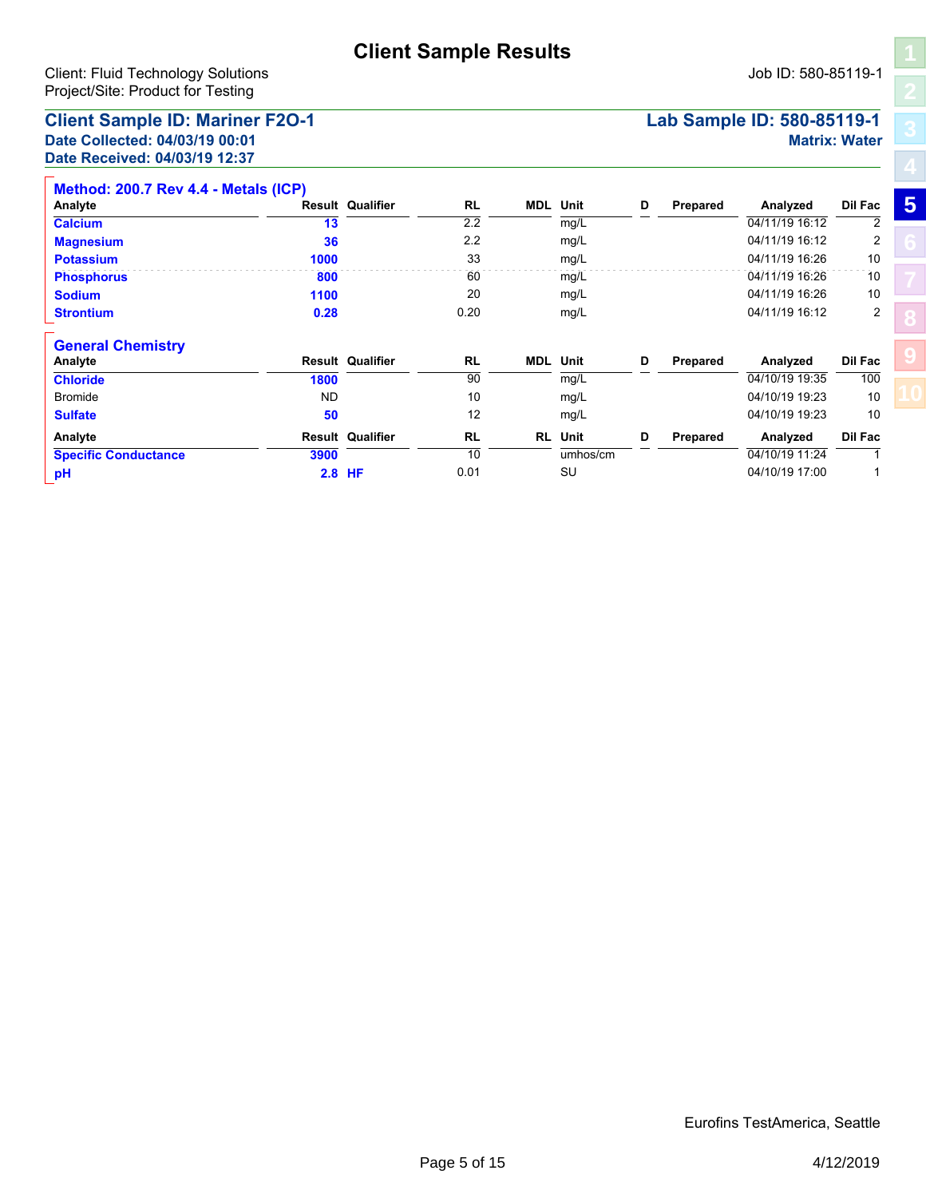# Client Sample Results

Client: Fluid Technology Solutions
Project/Site: Product for Testing

Job ID: 580-85119-1

## Client Sample ID: Mariner F2O-1

**Date Collected: 04/03/19 00:01**
**Date Received: 04/03/19 12:37**

**Lab Sample ID: 580-85119-1**
**Matrix: Water**

### Method: 200.7 Rev 4.4 - Metals (ICP)

| Analyte | Result | Qualifier | RL | MDL | Unit | D | Prepared | Analyzed | Dil Fac |
|---|---|---|---|---|---|---|---|---|---|
| Calcium | 13 | | 2.2 | | mg/L | | | 04/11/19 16:12 | 2 |
| Magnesium | 36 | | 2.2 | | mg/L | | | 04/11/19 16:12 | 2 |
| Potassium | 1000 | | 33 | | mg/L | | | 04/11/19 16:26 | 10 |
| Phosphorus | 800 | | 60 | | mg/L | | | 04/11/19 16:26 | 10 |
| Sodium | 1100 | | 20 | | mg/L | | | 04/11/19 16:26 | 10 |
| Strontium | 0.28 | | 0.20 | | mg/L | | | 04/11/19 16:12 | 2 |

### General Chemistry

| Analyte | Result | Qualifier | RL | MDL | Unit | D | Prepared | Analyzed | Dil Fac |
|---|---|---|---|---|---|---|---|---|---|
| Chloride | 1800 | | 90 | | mg/L | | | 04/10/19 19:35 | 100 |
| Bromide | ND | | 10 | | mg/L | | | 04/10/19 19:23 | 10 |
| Sulfate | 50 | | 12 | | mg/L | | | 04/10/19 19:23 | 10 |

| Analyte | Result | Qualifier | RL | RL | Unit | D | Prepared | Analyzed | Dil Fac |
|---|---|---|---|---|---|---|---|---|---|
| Specific Conductance | 3900 | | 10 | | umhos/cm | | | 04/10/19 11:24 | 1 |
| pH | 2.8 | HF | 0.01 | | SU | | | 04/10/19 17:00 | 1 |

Eurofins TestAmerica, Seattle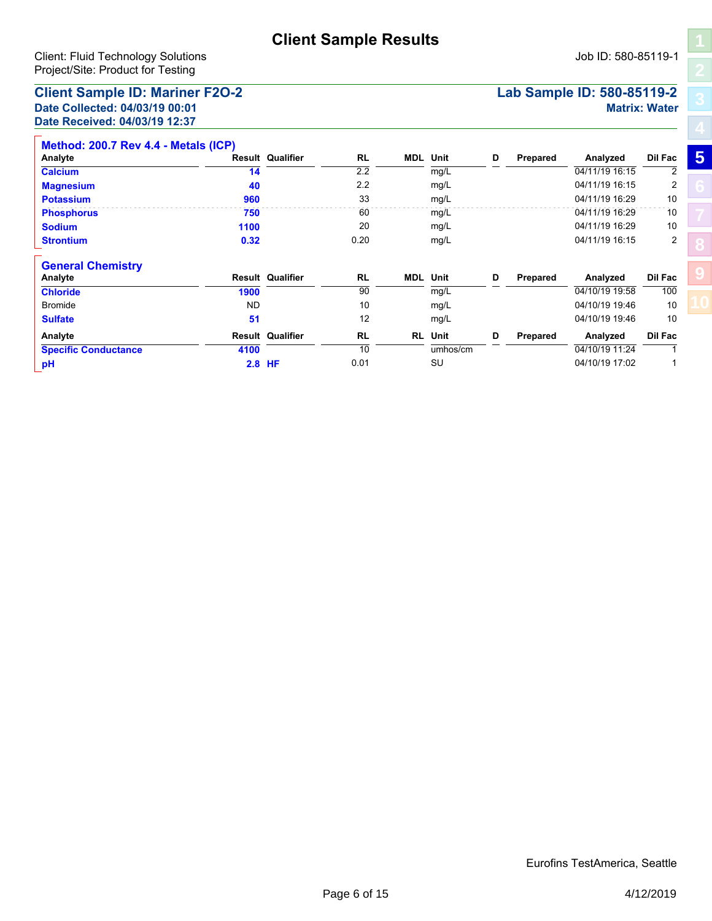# Client Sample Results

Client: Fluid Technology Solutions
Project/Site: Product for Testing

Job ID: 580-85119-1

## Client Sample ID: Mariner F2O-2

**Lab Sample ID: 580-85119-2**

**Date Collected: 04/03/19 00:01**
**Date Received: 04/03/19 12:37**

**Matrix: Water**

### Method: 200.7 Rev 4.4 - Metals (ICP)

| Analyte | Result | Qualifier | RL | MDL | Unit | D | Prepared | Analyzed | Dil Fac |
|---|---|---|---|---|---|---|---|---|---|
| Calcium | 14 | | 2.2 | | mg/L | | | 04/11/19 16:15 | 2 |
| Magnesium | 40 | | 2.2 | | mg/L | | | 04/11/19 16:15 | 2 |
| Potassium | 960 | | 33 | | mg/L | | | 04/11/19 16:29 | 10 |
| Phosphorus | 750 | | 60 | | mg/L | | | 04/11/19 16:29 | 10 |
| Sodium | 1100 | | 20 | | mg/L | | | 04/11/19 16:29 | 10 |
| Strontium | 0.32 | | 0.20 | | mg/L | | | 04/11/19 16:15 | 2 |

### General Chemistry

| Analyte | Result | Qualifier | RL | MDL | Unit | D | Prepared | Analyzed | Dil Fac |
|---|---|---|---|---|---|---|---|---|---|
| Chloride | 1900 | | 90 | | mg/L | | | 04/10/19 19:58 | 100 |
| Bromide | ND | | 10 | | mg/L | | | 04/10/19 19:46 | 10 |
| Sulfate | 51 | | 12 | | mg/L | | | 04/10/19 19:46 | 10 |

| Analyte | Result | Qualifier | RL | RL | Unit | D | Prepared | Analyzed | Dil Fac |
|---|---|---|---|---|---|---|---|---|---|
| Specific Conductance | 4100 | | 10 | | umhos/cm | | | 04/10/19 11:24 | 1 |
| pH | 2.8 | HF | 0.01 | | SU | | | 04/10/19 17:02 | 1 |

Eurofins TestAmerica, Seattle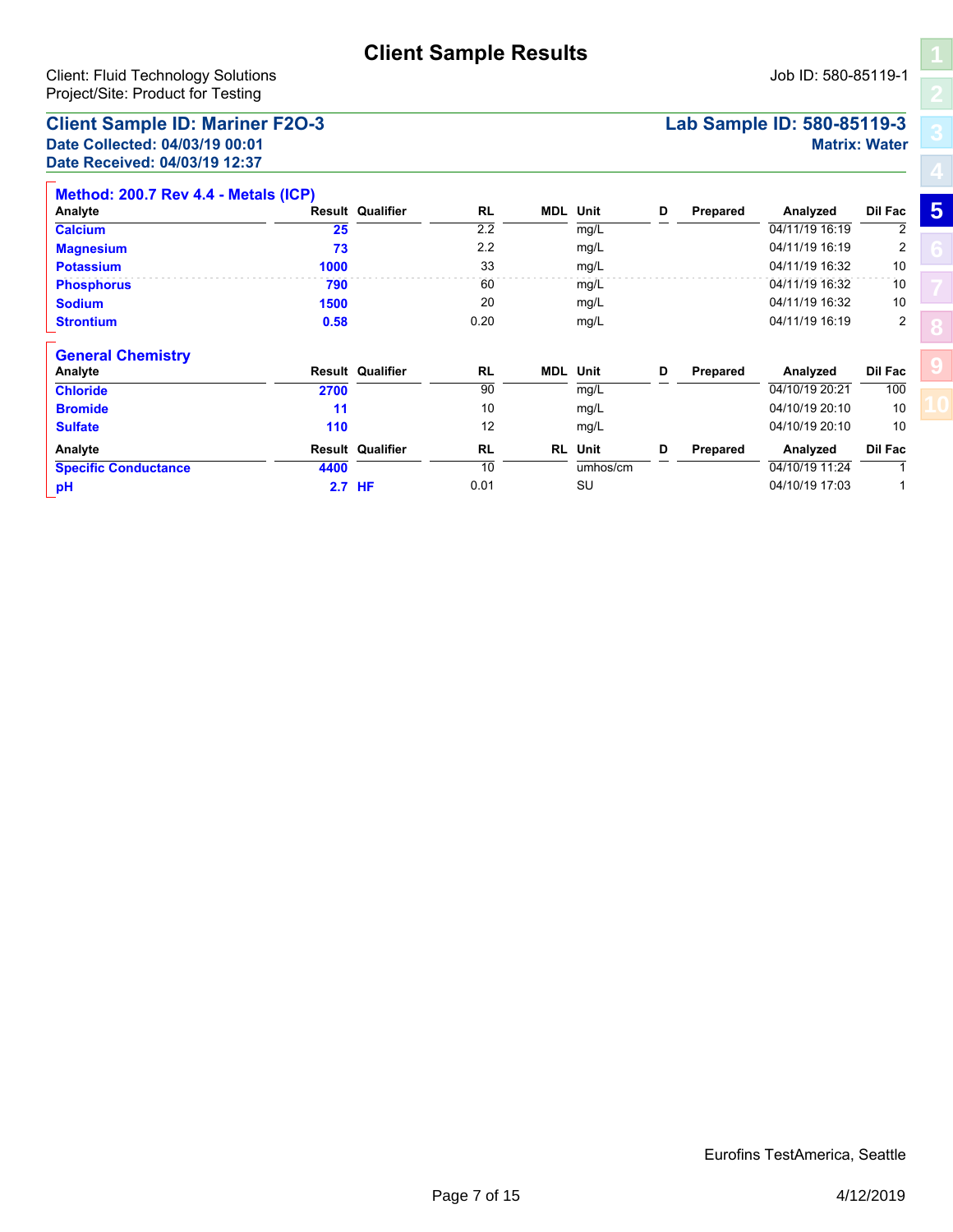# Client Sample Results

Client: Fluid Technology Solutions
Project/Site: Product for Testing

Job ID: 580-85119-1

## Client Sample ID: Mariner F2O-3

**Date Collected: 04/03/19 00:01**
**Date Received: 04/03/19 12:37**

**Lab Sample ID: 580-85119-3**
**Matrix: Water**

### Method: 200.7 Rev 4.4 - Metals (ICP)

| Analyte | Result | Qualifier | RL | MDL | Unit | D | Prepared | Analyzed | Dil Fac |
|---|---|---|---|---|---|---|---|---|---|
| Calcium | 25 | | 2.2 | | mg/L | | | 04/11/19 16:19 | 2 |
| Magnesium | 73 | | 2.2 | | mg/L | | | 04/11/19 16:19 | 2 |
| Potassium | 1000 | | 33 | | mg/L | | | 04/11/19 16:32 | 10 |
| Phosphorus | 790 | | 60 | | mg/L | | | 04/11/19 16:32 | 10 |
| Sodium | 1500 | | 20 | | mg/L | | | 04/11/19 16:32 | 10 |
| Strontium | 0.58 | | 0.20 | | mg/L | | | 04/11/19 16:19 | 2 |

### General Chemistry

| Analyte | Result | Qualifier | RL | MDL | Unit | D | Prepared | Analyzed | Dil Fac |
|---|---|---|---|---|---|---|---|---|---|
| Chloride | 2700 | | 90 | | mg/L | | | 04/10/19 20:21 | 100 |
| Bromide | 11 | | 10 | | mg/L | | | 04/10/19 20:10 | 10 |
| Sulfate | 110 | | 12 | | mg/L | | | 04/10/19 20:10 | 10 |

| Analyte | Result | Qualifier | RL | RL | Unit | D | Prepared | Analyzed | Dil Fac |
|---|---|---|---|---|---|---|---|---|---|
| Specific Conductance | 4400 | | 10 | | umhos/cm | | | 04/10/19 11:24 | 1 |
| pH | 2.7 | HF | 0.01 | | SU | | | 04/10/19 17:03 | 1 |

Eurofins TestAmerica, Seattle

4/12/2019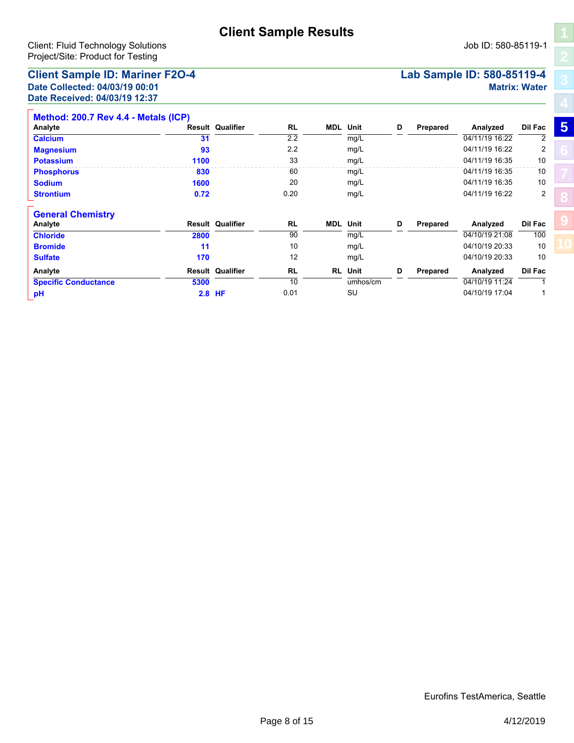# Client Sample Results

Client: Fluid Technology Solutions
Project/Site: Product for Testing

Job ID: 580-85119-1

## Client Sample ID: Mariner F2O-4

**Lab Sample ID: 580-85119-4**

**Date Collected: 04/03/19 00:01**
**Date Received: 04/03/19 12:37**

**Matrix: Water**

### Method: 200.7 Rev 4.4 - Metals (ICP)

| Analyte | Result | Qualifier | RL | MDL | Unit | D | Prepared | Analyzed | Dil Fac |
|---|---|---|---|---|---|---|---|---|---|
| Calcium | 31 | | 2.2 | | mg/L | | | 04/11/19 16:22 | 2 |
| Magnesium | 93 | | 2.2 | | mg/L | | | 04/11/19 16:22 | 2 |
| Potassium | 1100 | | 33 | | mg/L | | | 04/11/19 16:35 | 10 |
| Phosphorus | 830 | | 60 | | mg/L | | | 04/11/19 16:35 | 10 |
| Sodium | 1600 | | 20 | | mg/L | | | 04/11/19 16:35 | 10 |
| Strontium | 0.72 | | 0.20 | | mg/L | | | 04/11/19 16:22 | 2 |

### General Chemistry

| Analyte | Result | Qualifier | RL | MDL | Unit | D | Prepared | Analyzed | Dil Fac |
|---|---|---|---|---|---|---|---|---|---|
| Chloride | 2800 | | 90 | | mg/L | | | 04/10/19 21:08 | 100 |
| Bromide | 11 | | 10 | | mg/L | | | 04/10/19 20:33 | 10 |
| Sulfate | 170 | | 12 | | mg/L | | | 04/10/19 20:33 | 10 |

| Analyte | Result | Qualifier | RL | RL | Unit | D | Prepared | Analyzed | Dil Fac |
|---|---|---|---|---|---|---|---|---|---|
| Specific Conductance | 5300 | | 10 | | umhos/cm | | | 04/10/19 11:24 | 1 |
| pH | 2.8 | HF | 0.01 | | SU | | | 04/10/19 17:04 | 1 |

Eurofins TestAmerica, Seattle

4/12/2019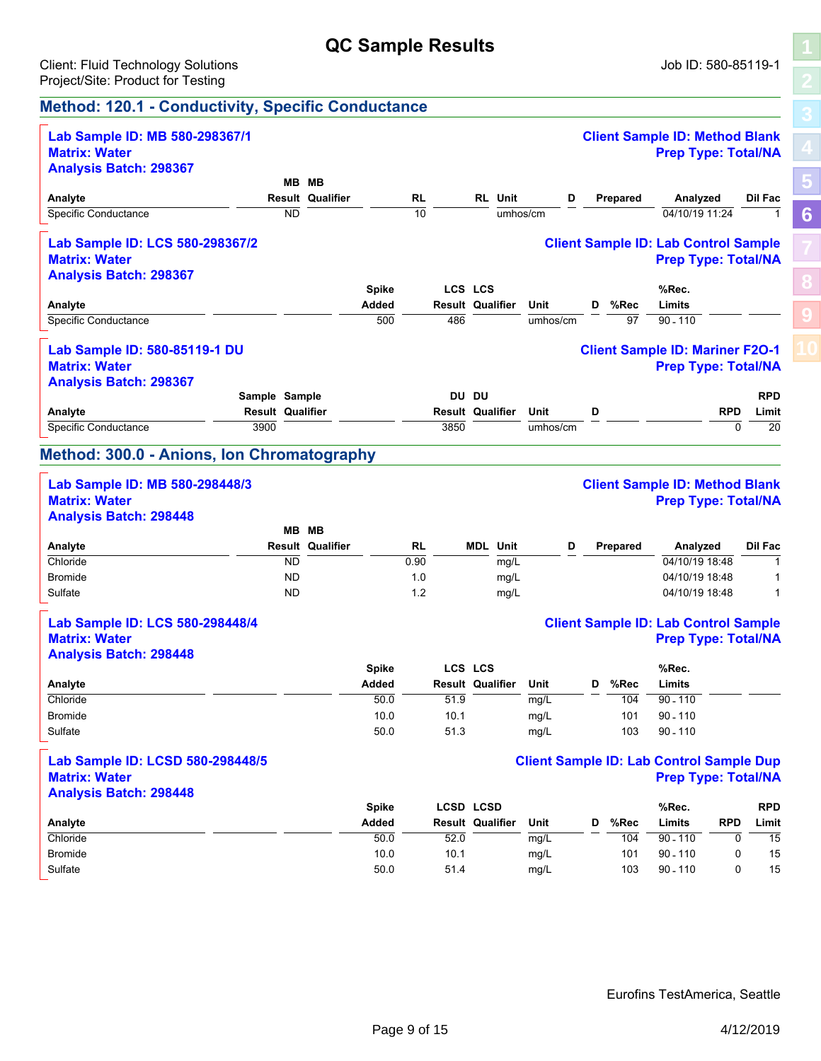# QC Sample Results

Client: Fluid Technology Solutions
Project/Site: Product for Testing

Job ID: 580-85119-1

## Method: 120.1 - Conductivity, Specific Conductance

**Lab Sample ID: MB 580-298367/1**
**Matrix: Water**
**Analysis Batch: 298367**

**Client Sample ID: Method Blank**
**Prep Type: Total/NA**

| Analyte | MB Result | MB Qualifier | RL | RL | Unit | D | Prepared | Analyzed | Dil Fac |
|---|---|---|---|---|---|---|---|---|---|
| Specific Conductance | ND | | 10 | | umhos/cm | | | 04/10/19 11:24 | 1 |

**Lab Sample ID: LCS 580-298367/2**
**Matrix: Water**
**Analysis Batch: 298367**

**Client Sample ID: Lab Control Sample**
**Prep Type: Total/NA**

| Analyte | Spike Added | LCS Result | LCS Qualifier | Unit | D | %Rec | %Rec. Limits |
|---|---|---|---|---|---|---|---|
| Specific Conductance | 500 | 486 | | umhos/cm | | 97 | 90 - 110 |

**Lab Sample ID: 580-85119-1 DU**
**Matrix: Water**
**Analysis Batch: 298367**

**Client Sample ID: Mariner F2O-1**
**Prep Type: Total/NA**

| Analyte | Sample Result | Sample Qualifier | DU Result | DU Qualifier | Unit | D | RPD | RPD Limit |
|---|---|---|---|---|---|---|---|---|
| Specific Conductance | 3900 | | 3850 | | umhos/cm | | 0 | 20 |

## Method: 300.0 - Anions, Ion Chromatography

**Lab Sample ID: MB 580-298448/3**
**Matrix: Water**
**Analysis Batch: 298448**

**Client Sample ID: Method Blank**
**Prep Type: Total/NA**

| Analyte | MB Result | MB Qualifier | RL | MDL | Unit | D | Prepared | Analyzed | Dil Fac |
|---|---|---|---|---|---|---|---|---|---|
| Chloride | ND | | 0.90 | | mg/L | | | 04/10/19 18:48 | 1 |
| Bromide | ND | | 1.0 | | mg/L | | | 04/10/19 18:48 | 1 |
| Sulfate | ND | | 1.2 | | mg/L | | | 04/10/19 18:48 | 1 |

**Lab Sample ID: LCS 580-298448/4**
**Matrix: Water**
**Analysis Batch: 298448**

**Client Sample ID: Lab Control Sample**
**Prep Type: Total/NA**

| Analyte | Spike Added | LCS Result | LCS Qualifier | Unit | D | %Rec | %Rec. Limits |
|---|---|---|---|---|---|---|---|
| Chloride | 50.0 | 51.9 | | mg/L | | 104 | 90 - 110 |
| Bromide | 10.0 | 10.1 | | mg/L | | 101 | 90 - 110 |
| Sulfate | 50.0 | 51.3 | | mg/L | | 103 | 90 - 110 |

**Lab Sample ID: LCSD 580-298448/5**
**Matrix: Water**
**Analysis Batch: 298448**

**Client Sample ID: Lab Control Sample Dup**
**Prep Type: Total/NA**

| Analyte | Spike Added | LCSD Result | LCSD Qualifier | Unit | D | %Rec | %Rec. Limits | RPD | RPD Limit |
|---|---|---|---|---|---|---|---|---|---|
| Chloride | 50.0 | 52.0 | | mg/L | | 104 | 90 - 110 | 0 | 15 |
| Bromide | 10.0 | 10.1 | | mg/L | | 101 | 90 - 110 | 0 | 15 |
| Sulfate | 50.0 | 51.4 | | mg/L | | 103 | 90 - 110 | 0 | 15 |

Eurofins TestAmerica, Seattle

4/12/2019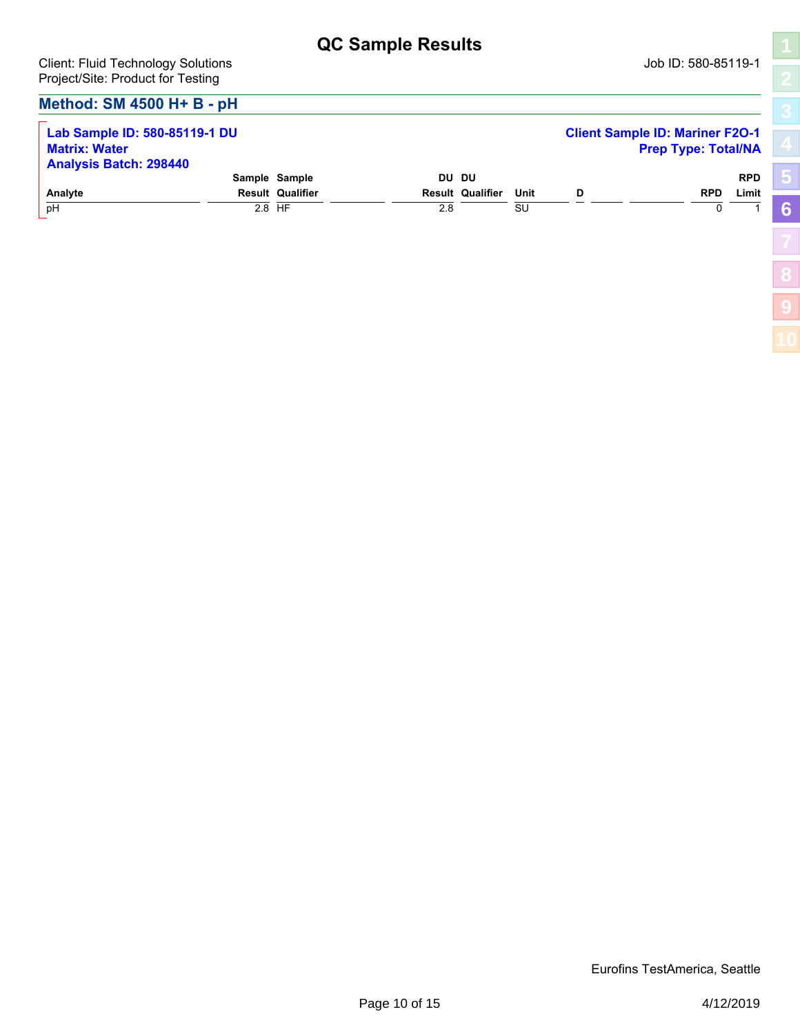# QC Sample Results

Client: Fluid Technology Solutions
Project/Site: Product for Testing

Job ID: 580-85119-1

## Method: SM 4500 H+ B - pH

**Lab Sample ID: 580-85119-1 DU**
**Matrix: Water**
**Analysis Batch: 298440**

**Client Sample ID: Mariner F2O-1**
**Prep Type: Total/NA**

| Analyte | Sample Result | Sample Qualifier | DU Result | DU Qualifier | Unit | D | RPD | RPD Limit |
|---|---|---|---|---|---|---|---|---|
| pH | 2.8 | HF | 2.8 | | SU | | 0 | 1 |

Eurofins TestAmerica, Seattle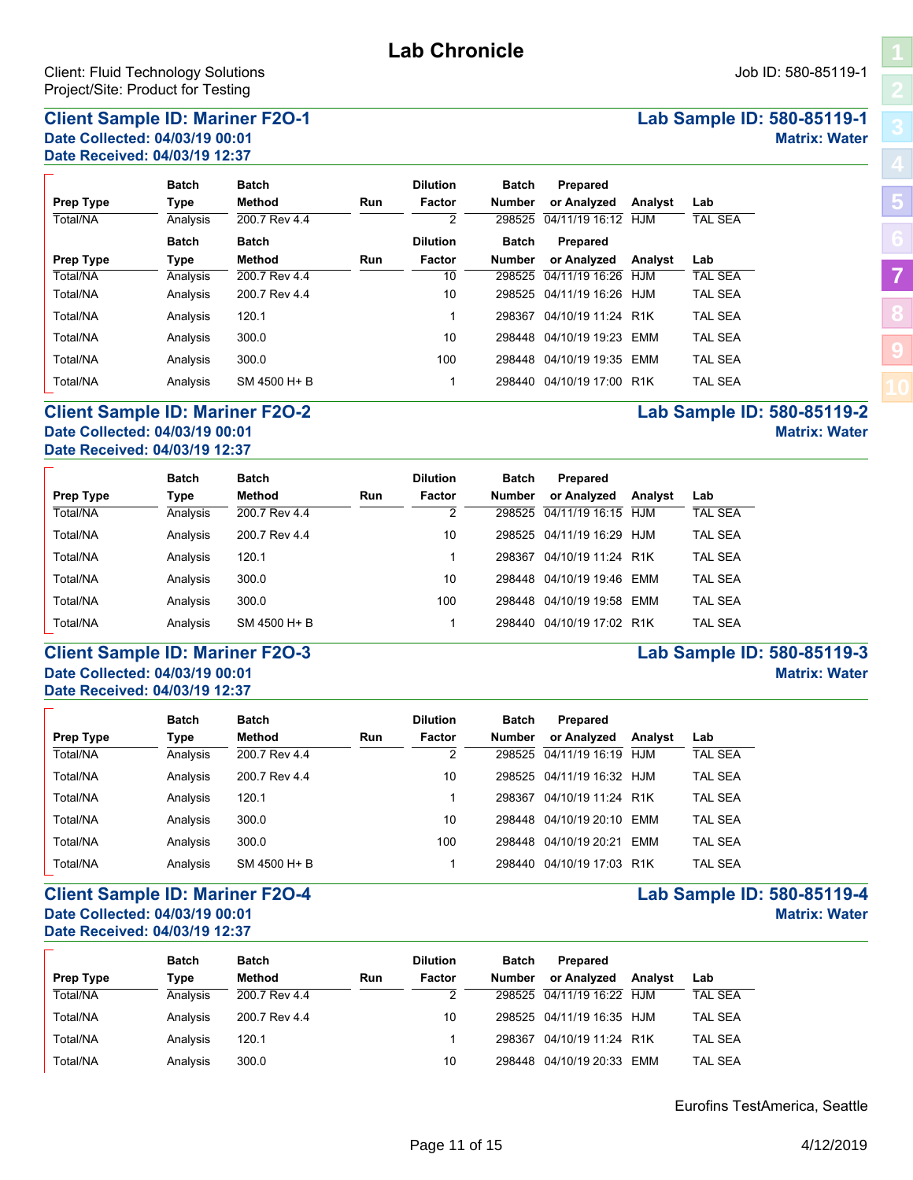# Lab Chronicle

Client: Fluid Technology Solutions
Project/Site: Product for Testing

Job ID: 580-85119-1

## Client Sample ID: Mariner F2O-1

**Lab Sample ID: 580-85119-1**

**Date Collected: 04/03/19 00:01**
**Date Received: 04/03/19 12:37**

**Matrix: Water**

| Prep Type | Batch Type | Batch Method | Run | Dilution Factor | Batch Number | Prepared or Analyzed | Analyst | Lab |
|---|---|---|---|---|---|---|---|---|
| Total/NA | Analysis | 200.7 Rev 4.4 | | 2 | 298525 | 04/11/19 16:12 | HJM | TAL SEA |

| Prep Type | Batch Type | Batch Method | Run | Dilution Factor | Batch Number | Prepared or Analyzed | Analyst | Lab |
|---|---|---|---|---|---|---|---|---|
| Total/NA | Analysis | 200.7 Rev 4.4 | | 10 | 298525 | 04/11/19 16:26 | HJM | TAL SEA |
| Total/NA | Analysis | 200.7 Rev 4.4 | | 10 | 298525 | 04/11/19 16:26 | HJM | TAL SEA |
| Total/NA | Analysis | 120.1 | | 1 | 298367 | 04/10/19 11:24 | R1K | TAL SEA |
| Total/NA | Analysis | 300.0 | | 10 | 298448 | 04/10/19 19:23 | EMM | TAL SEA |
| Total/NA | Analysis | 300.0 | | 100 | 298448 | 04/10/19 19:35 | EMM | TAL SEA |
| Total/NA | Analysis | SM 4500 H+ B | | 1 | 298440 | 04/10/19 17:00 | R1K | TAL SEA |

## Client Sample ID: Mariner F2O-2

**Lab Sample ID: 580-85119-2**

**Date Collected: 04/03/19 00:01**
**Date Received: 04/03/19 12:37**

**Matrix: Water**

| Prep Type | Batch Type | Batch Method | Run | Dilution Factor | Batch Number | Prepared or Analyzed | Analyst | Lab |
|---|---|---|---|---|---|---|---|---|
| Total/NA | Analysis | 200.7 Rev 4.4 | | 2 | 298525 | 04/11/19 16:15 | HJM | TAL SEA |
| Total/NA | Analysis | 200.7 Rev 4.4 | | 10 | 298525 | 04/11/19 16:29 | HJM | TAL SEA |
| Total/NA | Analysis | 120.1 | | 1 | 298367 | 04/10/19 11:24 | R1K | TAL SEA |
| Total/NA | Analysis | 300.0 | | 10 | 298448 | 04/10/19 19:46 | EMM | TAL SEA |
| Total/NA | Analysis | 300.0 | | 100 | 298448 | 04/10/19 19:58 | EMM | TAL SEA |
| Total/NA | Analysis | SM 4500 H+ B | | 1 | 298440 | 04/10/19 17:02 | R1K | TAL SEA |

## Client Sample ID: Mariner F2O-3

**Lab Sample ID: 580-85119-3**

**Date Collected: 04/03/19 00:01**
**Date Received: 04/03/19 12:37**

**Matrix: Water**

| Prep Type | Batch Type | Batch Method | Run | Dilution Factor | Batch Number | Prepared or Analyzed | Analyst | Lab |
|---|---|---|---|---|---|---|---|---|
| Total/NA | Analysis | 200.7 Rev 4.4 | | 2 | 298525 | 04/11/19 16:19 | HJM | TAL SEA |
| Total/NA | Analysis | 200.7 Rev 4.4 | | 10 | 298525 | 04/11/19 16:32 | HJM | TAL SEA |
| Total/NA | Analysis | 120.1 | | 1 | 298367 | 04/10/19 11:24 | R1K | TAL SEA |
| Total/NA | Analysis | 300.0 | | 10 | 298448 | 04/10/19 20:10 | EMM | TAL SEA |
| Total/NA | Analysis | 300.0 | | 100 | 298448 | 04/10/19 20:21 | EMM | TAL SEA |
| Total/NA | Analysis | SM 4500 H+ B | | 1 | 298440 | 04/10/19 17:03 | R1K | TAL SEA |

## Client Sample ID: Mariner F2O-4

**Lab Sample ID: 580-85119-4**

**Date Collected: 04/03/19 00:01**
**Date Received: 04/03/19 12:37**

**Matrix: Water**

| Prep Type | Batch Type | Batch Method | Run | Dilution Factor | Batch Number | Prepared or Analyzed | Analyst | Lab |
|---|---|---|---|---|---|---|---|---|
| Total/NA | Analysis | 200.7 Rev 4.4 | | 2 | 298525 | 04/11/19 16:22 | HJM | TAL SEA |
| Total/NA | Analysis | 200.7 Rev 4.4 | | 10 | 298525 | 04/11/19 16:35 | HJM | TAL SEA |
| Total/NA | Analysis | 120.1 | | 1 | 298367 | 04/10/19 11:24 | R1K | TAL SEA |
| Total/NA | Analysis | 300.0 | | 10 | 298448 | 04/10/19 20:33 | EMM | TAL SEA |

Eurofins TestAmerica, Seattle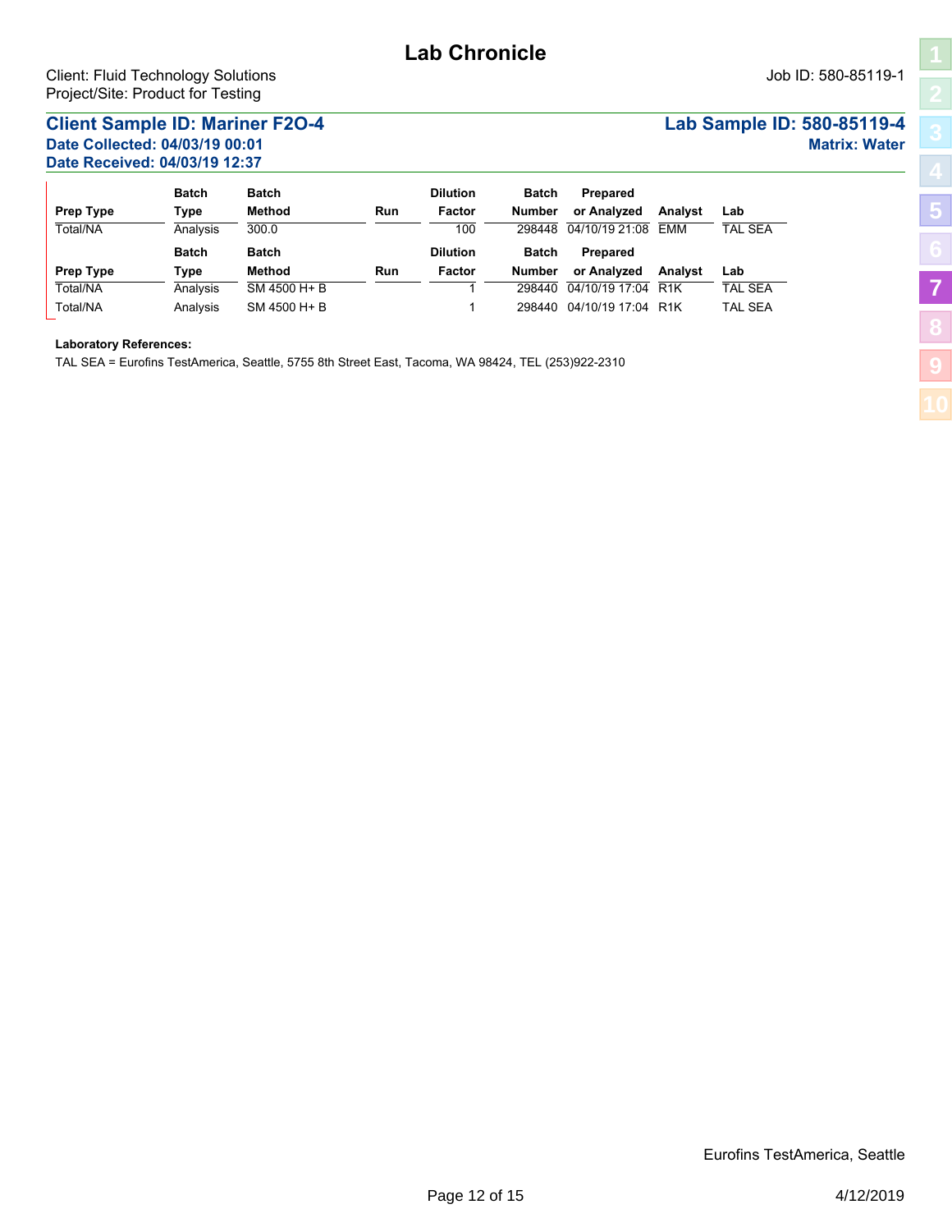# Lab Chronicle

Client: Fluid Technology Solutions
Project/Site: Product for Testing

Job ID: 580-85119-1

**Client Sample ID: Mariner F2O-4**
**Date Collected: 04/03/19 00:01**
**Date Received: 04/03/19 12:37**

**Lab Sample ID: 580-85119-4**
**Matrix: Water**

| Prep Type | Batch Type | Batch Method | Run | Dilution Factor | Batch Number | Prepared or Analyzed | Analyst | Lab |
|---|---|---|---|---|---|---|---|---|
| Total/NA | Analysis | 300.0 | | 100 | 298448 | 04/10/19 21:08 | EMM | TAL SEA |

| Prep Type | Batch Type | Batch Method | Run | Dilution Factor | Batch Number | Prepared or Analyzed | Analyst | Lab |
|---|---|---|---|---|---|---|---|---|
| Total/NA | Analysis | SM 4500 H+ B | | 1 | 298440 | 04/10/19 17:04 | R1K | TAL SEA |
| Total/NA | Analysis | SM 4500 H+ B | | 1 | 298440 | 04/10/19 17:04 | R1K | TAL SEA |

**Laboratory References:**

TAL SEA = Eurofins TestAmerica, Seattle, 5755 8th Street East, Tacoma, WA 98424, TEL (253)922-2310

Eurofins TestAmerica, Seattle

4/12/2019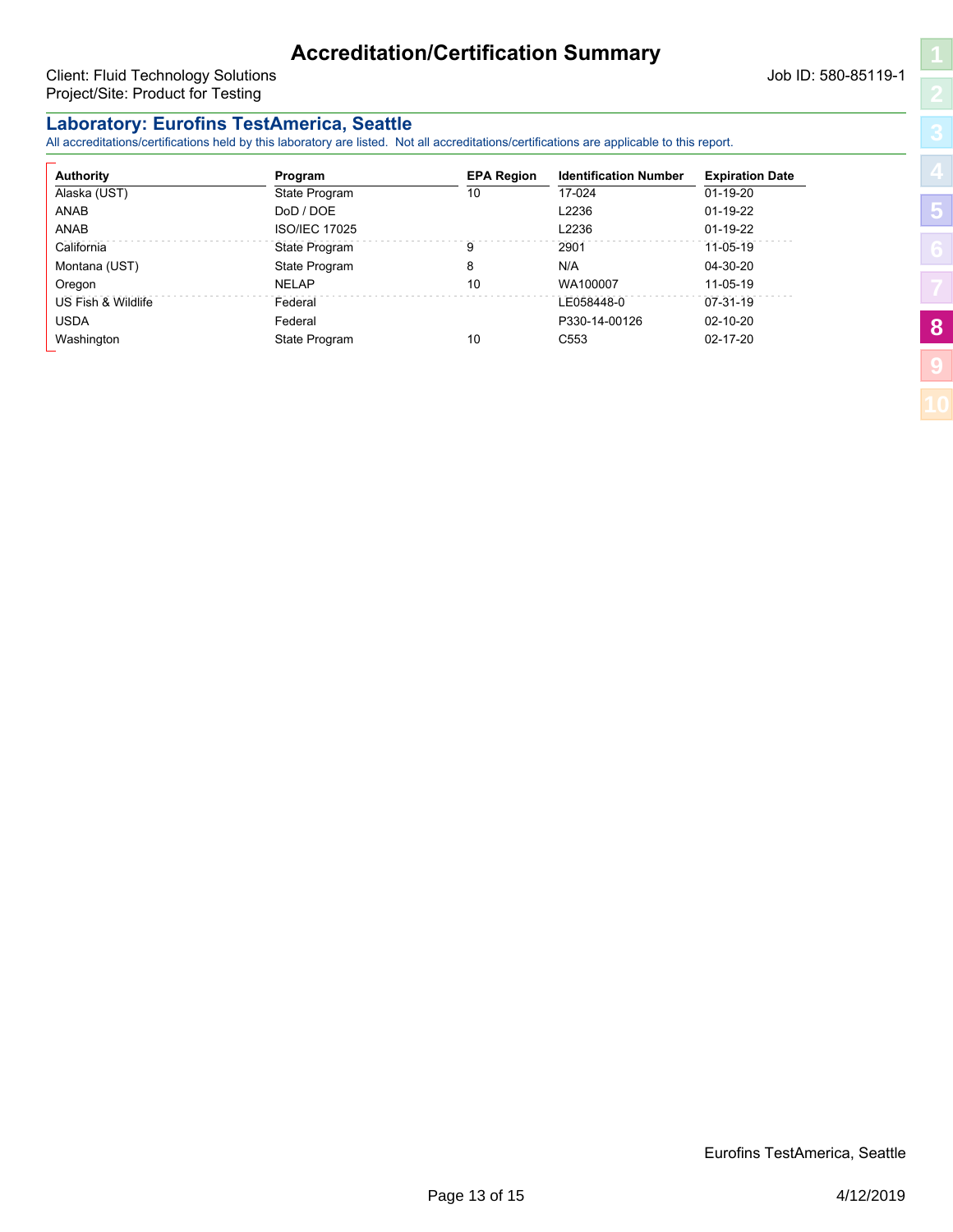# Accreditation/Certification Summary

Client: Fluid Technology Solutions
Project/Site: Product for Testing

Job ID: 580-85119-1

## Laboratory: Eurofins TestAmerica, Seattle

All accreditations/certifications held by this laboratory are listed. Not all accreditations/certifications are applicable to this report.

| Authority | Program | EPA Region | Identification Number | Expiration Date |
|---|---|---|---|---|
| Alaska (UST) | State Program | 10 | 17-024 | 01-19-20 |
| ANAB | DoD / DOE | | L2236 | 01-19-22 |
| ANAB | ISO/IEC 17025 | | L2236 | 01-19-22 |
| California | State Program | 9 | 2901 | 11-05-19 |
| Montana (UST) | State Program | 8 | N/A | 04-30-20 |
| Oregon | NELAP | 10 | WA100007 | 11-05-19 |
| US Fish & Wildlife | Federal | | LE058448-0 | 07-31-19 |
| USDA | Federal | | P330-14-00126 | 02-10-20 |
| Washington | State Program | 10 | C553 | 02-17-20 |

Eurofins TestAmerica, Seattle

4/12/2019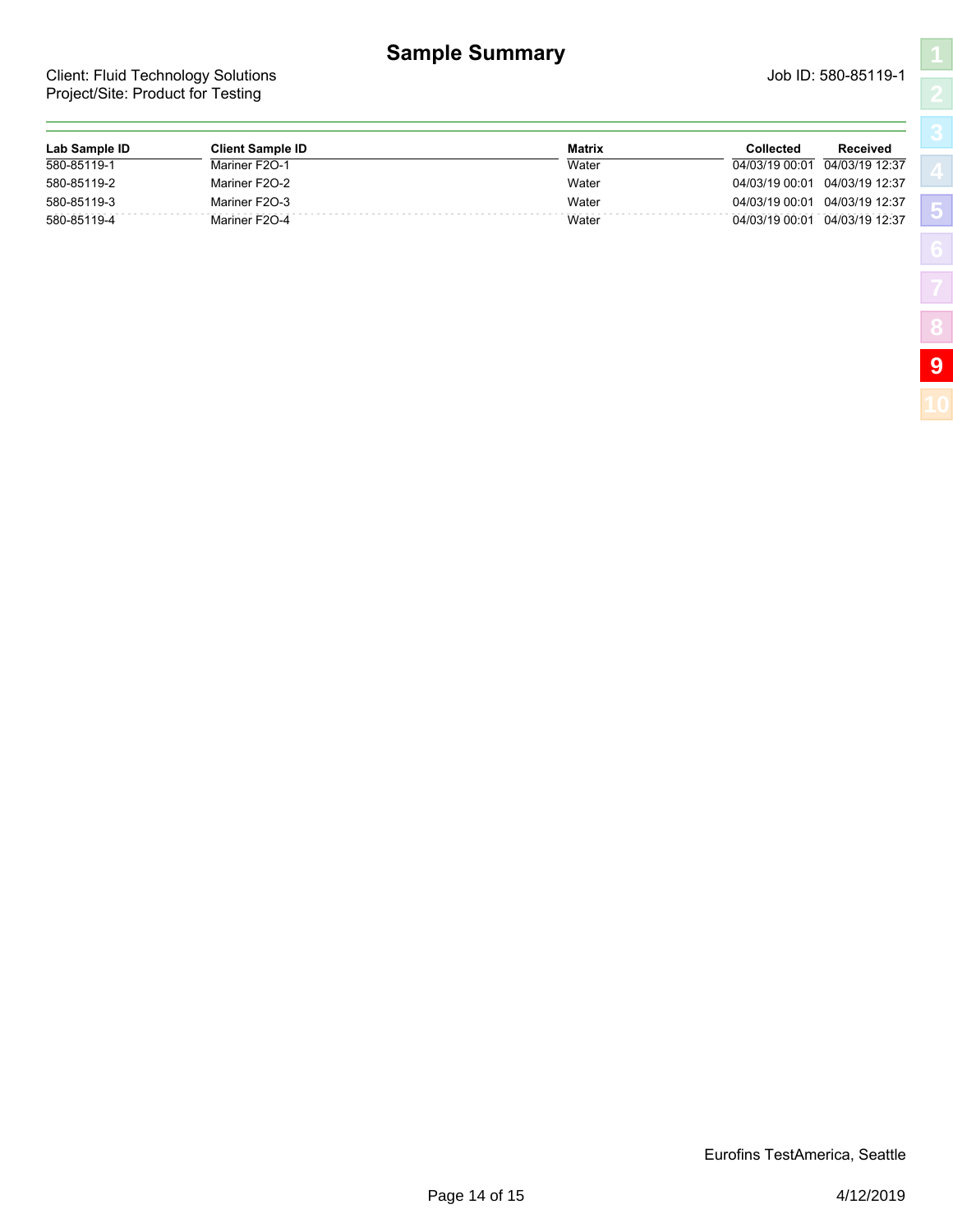# Sample Summary

Client: Fluid Technology Solutions
Project/Site: Product for Testing

Job ID: 580-85119-1

| Lab Sample ID | Client Sample ID | Matrix | Collected | Received |
|---|---|---|---|---|
| 580-85119-1 | Mariner F2O-1 | Water | 04/03/19 00:01 | 04/03/19 12:37 |
| 580-85119-2 | Mariner F2O-2 | Water | 04/03/19 00:01 | 04/03/19 12:37 |
| 580-85119-3 | Mariner F2O-3 | Water | 04/03/19 00:01 | 04/03/19 12:37 |
| 580-85119-4 | Mariner F2O-4 | Water | 04/03/19 00:01 | 04/03/19 12:37 |

Eurofins TestAmerica, Seattle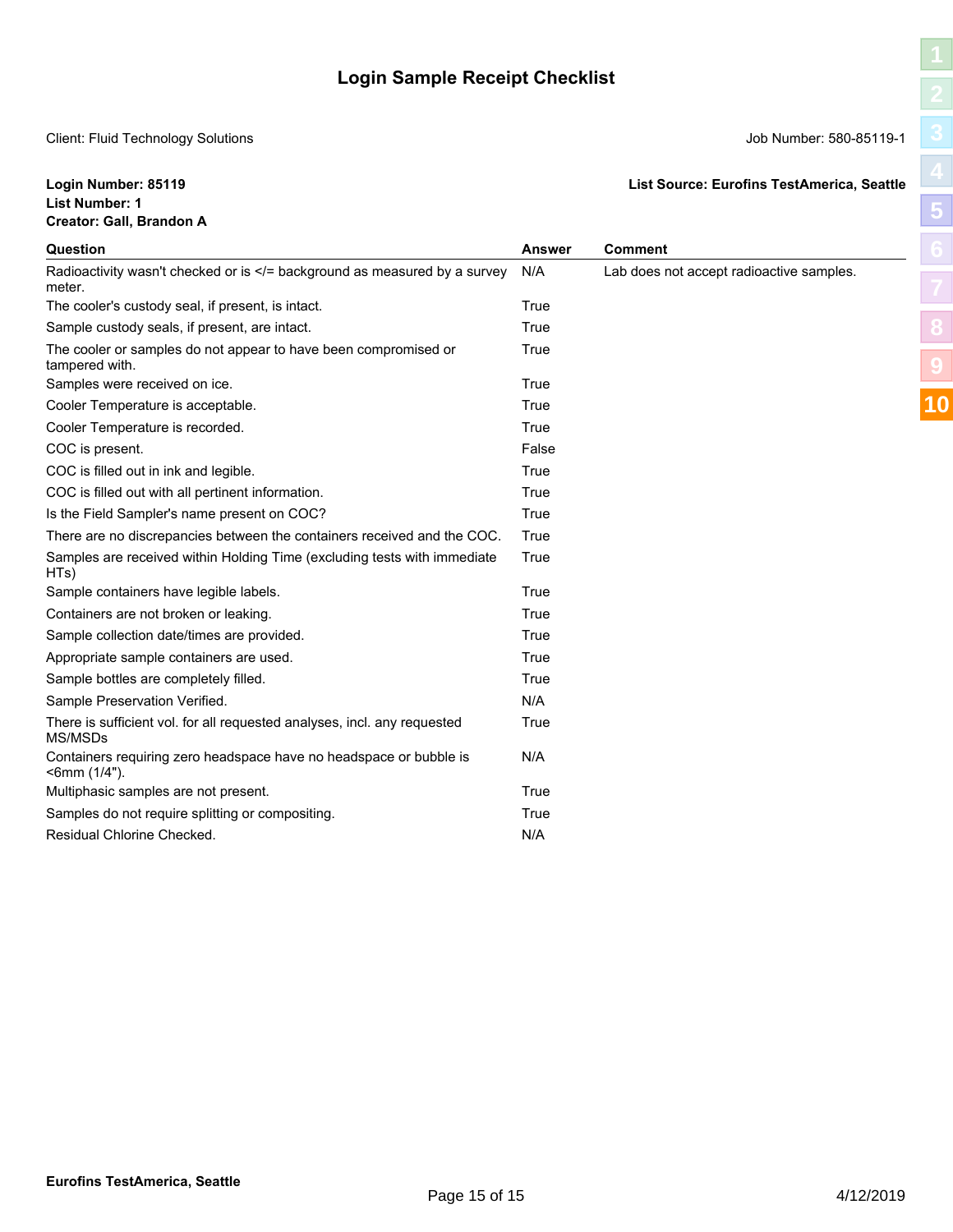# Login Sample Receipt Checklist

Client: Fluid Technology Solutions

Job Number: 580-85119-1

**Login Number: 85119**
**List Number: 1**
**Creator: Gall, Brandon A**

**List Source: Eurofins TestAmerica, Seattle**

| Question | Answer | Comment |
|---|---|---|
| Radioactivity wasn't checked or is </= background as measured by a survey meter. | N/A | Lab does not accept radioactive samples. |
| The cooler's custody seal, if present, is intact. | True | |
| Sample custody seals, if present, are intact. | True | |
| The cooler or samples do not appear to have been compromised or tampered with. | True | |
| Samples were received on ice. | True | |
| Cooler Temperature is acceptable. | True | |
| Cooler Temperature is recorded. | True | |
| COC is present. | False | |
| COC is filled out in ink and legible. | True | |
| COC is filled out with all pertinent information. | True | |
| Is the Field Sampler's name present on COC? | True | |
| There are no discrepancies between the containers received and the COC. | True | |
| Samples are received within Holding Time (excluding tests with immediate HTs) | True | |
| Sample containers have legible labels. | True | |
| Containers are not broken or leaking. | True | |
| Sample collection date/times are provided. | True | |
| Appropriate sample containers are used. | True | |
| Sample bottles are completely filled. | True | |
| Sample Preservation Verified. | N/A | |
| There is sufficient vol. for all requested analyses, incl. any requested MS/MSDs | True | |
| Containers requiring zero headspace have no headspace or bubble is <6mm (1/4"). | N/A | |
| Multiphasic samples are not present. | True | |
| Samples do not require splitting or compositing. | True | |
| Residual Chlorine Checked. | N/A | |